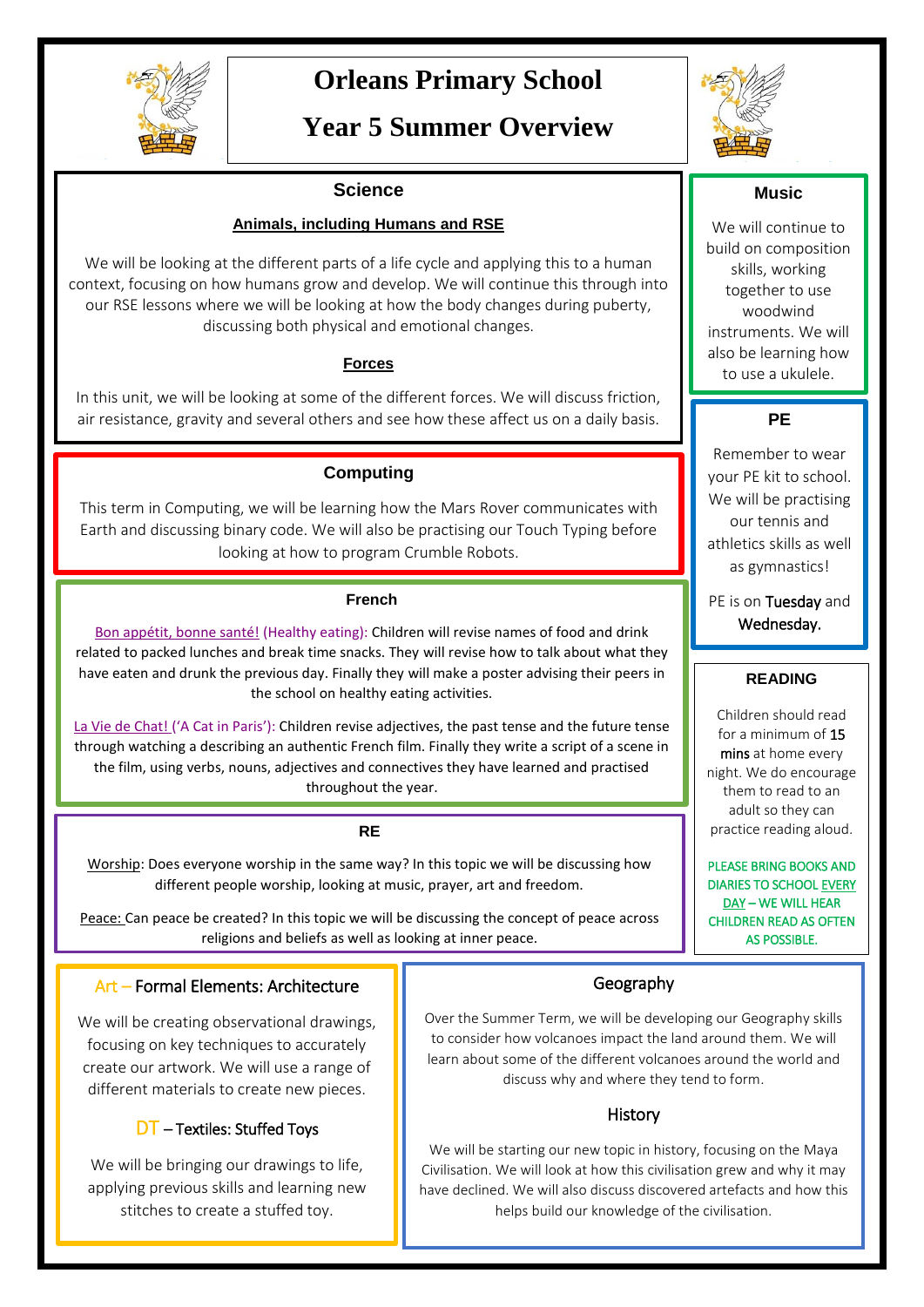# Orleans Primary School

# Year 5 Summer Overview

## Science

### Animals, including Humans and RSE

We will be looking at the different parts of a life cycle and applying this to a human context, focusing on how humans grow and develop. We will continue this through into our RSE lessons where we will be looking at how the body changes during puberty, discussing both physical and emotional changes.

### Forces

In this unit, we will be looking at some of the different forces. We will discuss friction, air resistance, gravity and several others and see how these affect us on a daily basis.

## Computing

This term in Computing, we will be learning how the Mars Rover communicates with Earth and discussing binary code. We will also be practising our Touch Typing before looking at how to program Crumble Robots.

## French

Bon appétit, bonne santé! (Healthy eating): Children will revise names of food and drink related to packed lunches and break time snacks. They will revise how to talk about what they have eaten and drunk the previous day. Finally they will make a poster advising their peers in the school on healthy eating activities.

La Vie de Chat! ('A Cat in Paris'): Children revise adjectives, the past tense and the future tense through watching a describing an authentic French film. Finally they write a script of a scene in the film, using verbs, nouns, adjectives and connectives they have learned and practised throughout the year.

## RE

Worship: Does everyone worship in the same way? In this topic we will be discussing how different people worship, looking at music, prayer, art and freedom.

Peace: Can peace be created? In this topic we will be discussing the concept of peace across religions and beliefs as well as looking at inner peace.

## Music

We will continue to build on composition skills, working together to use woodwind instruments. We will also be learning how to use a ukulele.

## PE

Remember to wear your PE kit to school. We will be practising our tennis and athletics skills as well as gymnastics!

PE is on Tuesday and Wednesday.

## READING

Children should read for a minimum of 15 mins at home every night. We do encourage them to read to an adult so they can practice reading aloud.

PLEASE BRING BOOKS AND DIARIES TO SCHOOL EVERY DAY – WE WILL HEAR CHILDREN READ AS OFTEN AS POSSIBLE.

## Art – Formal Elements: Architecture

We will be creating observational drawings, focusing on key techniques to accurately create our artwork. We will use a range of different materials to create new pieces.

## DT – Textiles: Stuffed Toys

We will be bringing our drawings to life, applying previous skills and learning new stitches to create a stuffed toy.

## Geography

Over the Summer Term, we will be developing our Geography skills to consider how volcanoes impact the land around them. We will learn about some of the different volcanoes around the world and discuss why and where they tend to form.

## History

We will be starting our new topic in history, focusing on the Maya Civilisation. We will look at how this civilisation grew and why it may have declined. We will also discuss discovered artefacts and how this helps build our knowledge of the civilisation.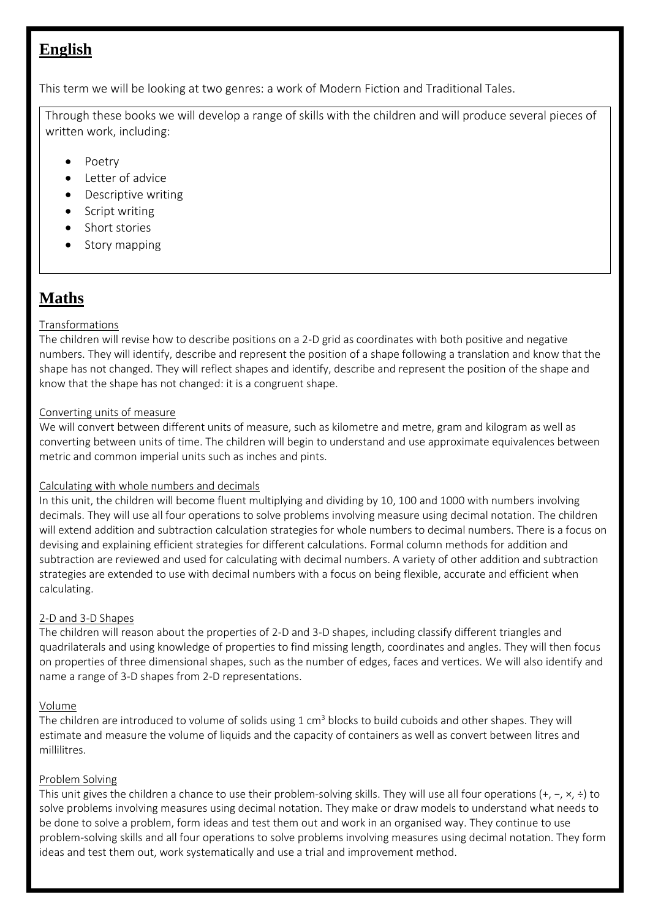## English

This term we will be looking at two genres: a work of Modern Fiction and Traditional Tales.

Through these books we will develop a range of skills with the children and will produce several pieces of written work, including:

- Poetry
- Letter of advice
- Descriptive writing
- Script writing
- Short stories
- Story mapping

## Maths

Transformations

The children will revise how to describe positions on a 2-D grid as coordinates with both positive and negative numbers. They will identify, describe and represent the position of a shape following a translation and know that the shape has not changed. They will reflect shapes and identify, describe and represent the position of the shape and know that the shape has not changed: it is a congruent shape.

Converting units of measure

We will convert between different units of measure, such as kilometre and metre, gram and kilogram as well as converting between units of time. The children will begin to understand and use approximate equivalences between metric and common imperial units such as inches and pints.

Calculating with whole numbers and decimals

In this unit, the children will become fluent multiplying and dividing by 10, 100 and 1000 with numbers involving decimals. They will use all four operations to solve problems involving measure using decimal notation. The children will extend addition and subtraction calculation strategies for whole numbers to decimal numbers. There is a focus on devising and explaining efficient strategies for different calculations. Formal column methods for addition and subtraction are reviewed and used for calculating with decimal numbers. A variety of other addition and subtraction strategies are extended to use with decimal numbers with a focus on being flexible, accurate and efficient when calculating.

2-D and 3-D Shapes

The children will reason about the properties of 2-D and 3-D shapes, including classify different triangles and quadrilaterals and using knowledge of properties to find missing length, coordinates and angles. They will then focus on properties of three dimensional shapes, such as the number of edges, faces and vertices. We will also identify and name a range of 3-D shapes from 2-D representations.

Volume

The children are introduced to volume of solids using 1 $cm^3$ blocks to build cuboids and other shapes. They will estimate and measure the volume of liquids and the capacity of containers as well as convert between litres and millilitres.

Problem Solving

This unit gives the children a chance to use their problem-solving skills. They will use all four operations (+, −, ×, ÷) to solve problems involving measures using decimal notation. They make or draw models to understand what needs to be done to solve a problem, form ideas and test them out and work in an organised way. They continue to use problem-solving skills and all four operations to solve problems involving measures using decimal notation. They form ideas and test them out, work systematically and use a trial and improvement method.